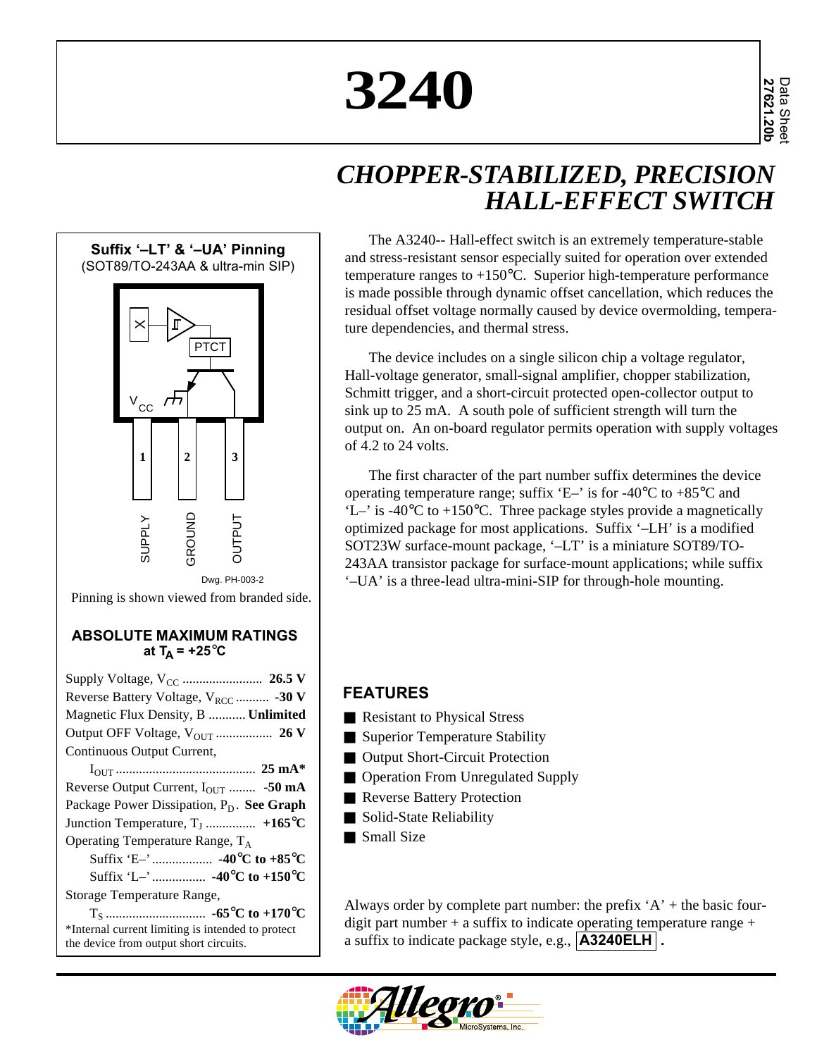# 3240

Data Sheet
27621.20b

## CHOPPER-STABILIZED, PRECISION HALL-EFFECT SWITCH

The A3240-- Hall-effect switch is an extremely temperature-stable and stress-resistant sensor especially suited for operation over extended temperature ranges to +150°C. Superior high-temperature performance is made possible through dynamic offset cancellation, which reduces the residual offset voltage normally caused by device overmolding, temperature dependencies, and thermal stress.

The device includes on a single silicon chip a voltage regulator, Hall-voltage generator, small-signal amplifier, chopper stabilization, Schmitt trigger, and a short-circuit protected open-collector output to sink up to 25 mA. A south pole of sufficient strength will turn the output on. An on-board regulator permits operation with supply voltages of 4.2 to 24 volts.

The first character of the part number suffix determines the device operating temperature range; suffix 'E–' is for -40°C to +85°C and 'L–' is -40°C to +150°C. Three package styles provide a magnetically optimized package for most applications. Suffix '–LH' is a modified SOT23W surface-mount package, '–LT' is a miniature SOT89/TO-243AA transistor package for surface-mount applications; while suffix '–UA' is a three-lead ultra-mini-SIP for through-hole mounting.

### Suffix '–LT' & '–UA' Pinning
(SOT89/TO-243AA & ultra-min SIP)

PTCT

$V_{CC}$

1 SUPPLY, 2 GROUND, 3 OUTPUT

Dwg. PH-003-2

Pinning is shown viewed from branded side.

### ABSOLUTE MAXIMUM RATINGS at $T_A$ = +25°C

Supply Voltage, $V_{CC}$ .......................... **26.5 V**
Reverse Battery Voltage, $V_{RCC}$ .......... **-30 V**
Magnetic Flux Density, B ........... **Unlimited**
Output OFF Voltage, $V_{OUT}$ ................. **26 V**
Continuous Output Current,
$I_{OUT}$ .......................................... **25 mA***
Reverse Output Current, $I_{OUT}$ ........ **-50 mA**
Package Power Dissipation, $P_D$. **See Graph**
Junction Temperature, $T_J$ .............. **+165°C**
Operating Temperature Range, $T_A$
Suffix 'E–' .................. **-40°C to +85°C**
Suffix 'L–' ................ **-40°C to +150°C**
Storage Temperature Range,
$T_S$ ............................. **-65°C to +170°C**

*Internal current limiting is intended to protect the device from output short circuits.

### FEATURES

- Resistant to Physical Stress
- Superior Temperature Stability
- Output Short-Circuit Protection
- Operation From Unregulated Supply
- Reverse Battery Protection
- Solid-State Reliability
- Small Size

Always order by complete part number: the prefix 'A' + the basic four-digit part number + a suffix to indicate operating temperature range + a suffix to indicate package style, e.g., **A3240ELH** .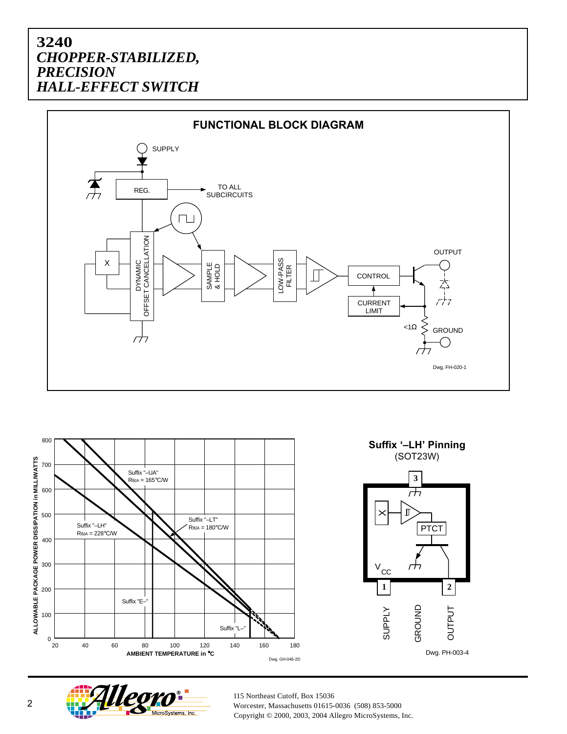# 3240
## *CHOPPER-STABILIZED, PRECISION HALL-EFFECT SWITCH*

### FUNCTIONAL BLOCK DIAGRAM

SUPPLY

REG.

TO ALL SUBCIRCUITS

X

DYNAMIC OFFSET CANCELLATION

SAMPLE & HOLD

LOW-PASS FILTER

CONTROL

CURRENT LIMIT

OUTPUT

<1Ω

GROUND

Dwg. FH-020-1

ALLOWABLE PACKAGE POWER DISSIPATION in MILLIWATTS

AMBIENT TEMPERATURE in °C

Suffix "–UA" $R_{\theta JA}$ = 165°C/W

Suffix "–LT" $R_{\theta JA}$ = 180°C/W

Suffix "–LH" $R_{\theta JA}$ = 228°C/W

Suffix "E–"

Suffix "L–"

Dwg. GH-046-2D

**Suffix '–LH' Pinning**
(SOT23W)

PTCT

$V_{CC}$

1 SUPPLY

2 OUTPUT

3 GROUND

Dwg. PH-003-4

115 Northeast Cutoff, Box 15036
Worcester, Massachusetts 01615-0036 (508) 853-5000
Copyright © 2000, 2003, 2004 Allegro MicroSystems, Inc.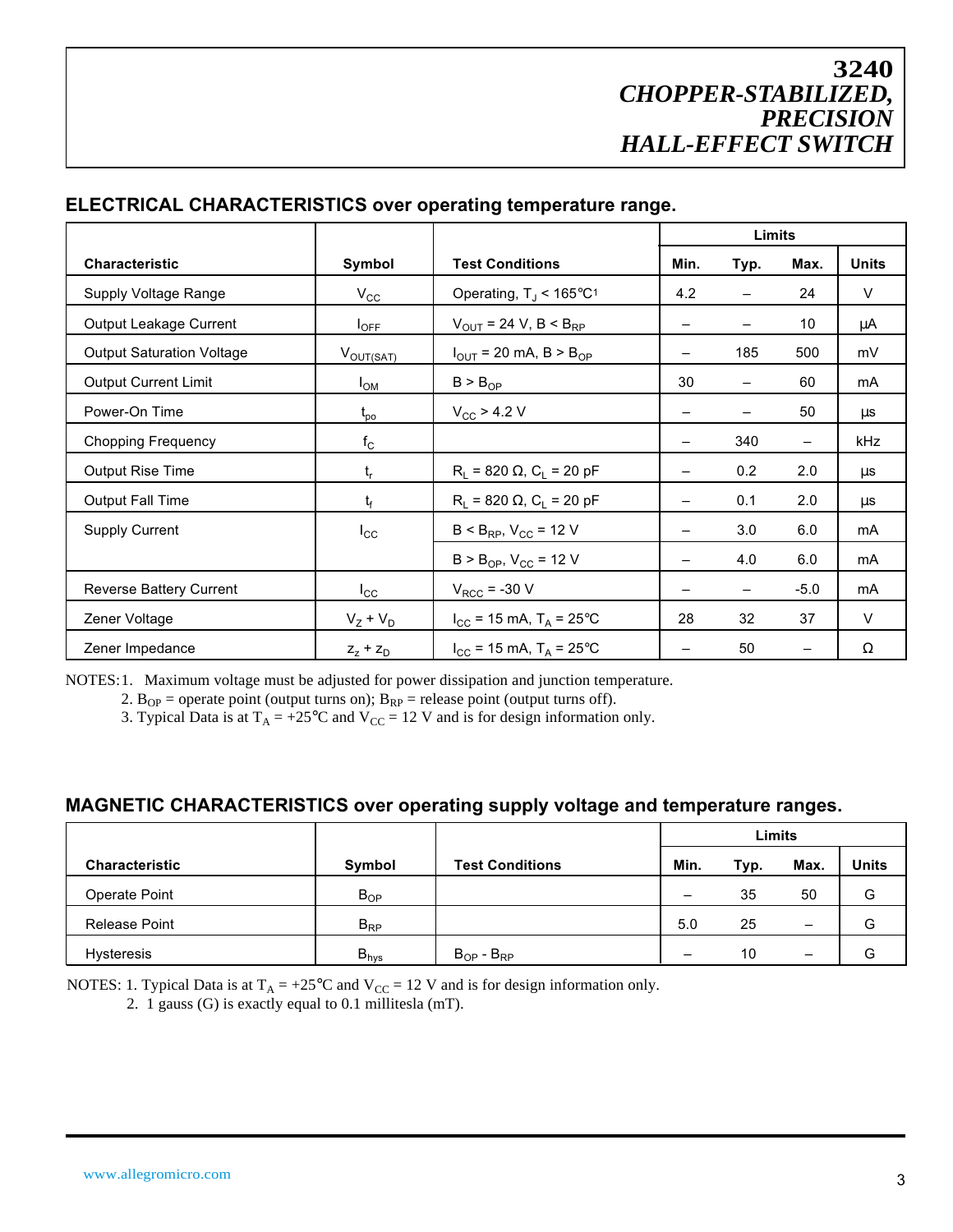# 3240 *CHOPPER-STABILIZED, PRECISION HALL-EFFECT SWITCH*

## ELECTRICAL CHARACTERISTICS over operating temperature range.

| Characteristic | Symbol | Test Conditions | Limits | | | |
|---|---|---|---|---|---|---|
| | | | Min. | Typ. | Max. | Units |
| Supply Voltage Range | $V_{CC}$ | Operating, $T_J$ < 165°C[1] | 4.2 | – | 24 | V |
| Output Leakage Current | $I_{OFF}$ | $V_{OUT}$ = 24 V, B < $B_{RP}$ | – | – | 10 | µA |
| Output Saturation Voltage | $V_{OUT(SAT)}$ | $I_{OUT}$ = 20 mA, B > $B_{OP}$ | – | 185 | 500 | mV |
| Output Current Limit | $I_{OM}$ | B > $B_{OP}$ | 30 | – | 60 | mA |
| Power-On Time | $t_{po}$ | $V_{CC}$ > 4.2 V | – | – | 50 | µs |
| Chopping Frequency | $f_C$ | | – | 340 | – | kHz |
| Output Rise Time | $t_r$ | $R_L$ = 820 Ω, $C_L$ = 20 pF | – | 0.2 | 2.0 | µs |
| Output Fall Time | $t_f$ | $R_L$ = 820 Ω, $C_L$ = 20 pF | – | 0.1 | 2.0 | µs |
| Supply Current | $I_{CC}$ | B < $B_{RP}$, $V_{CC}$ = 12 V | – | 3.0 | 6.0 | mA |
| | | B > $B_{OP}$, $V_{CC}$ = 12 V | – | 4.0 | 6.0 | mA |
| Reverse Battery Current | $I_{CC}$ | $V_{RCC}$ = -30 V | – | – | -5.0 | mA |
| Zener Voltage | $V_Z + V_D$ | $I_{CC}$ = 15 mA, $T_A$ = 25°C | 28 | 32 | 37 | V |
| Zener Impedance | $z_z + z_D$ | $I_{CC}$ = 15 mA, $T_A$ = 25°C | – | 50 | – | Ω |

NOTES: 1. Maximum voltage must be adjusted for power dissipation and junction temperature.
2. $B_{OP}$ = operate point (output turns on); $B_{RP}$ = release point (output turns off).
3. Typical Data is at $T_A$ = +25°C and $V_{CC}$ = 12 V and is for design information only.

## MAGNETIC CHARACTERISTICS over operating supply voltage and temperature ranges.

| Characteristic | Symbol | Test Conditions | Limits | | | |
|---|---|---|---|---|---|---|
| | | | Min. | Typ. | Max. | Units |
| Operate Point | $B_{OP}$ | | – | 35 | 50 | G |
| Release Point | $B_{RP}$ | | 5.0 | 25 | – | G |
| Hysteresis | $B_{hys}$ | $B_{OP}$ - $B_{RP}$ | – | 10 | – | G |

NOTES: 1. Typical Data is at $T_A$ = +25°C and $V_{CC}$ = 12 V and is for design information only.
2. 1 gauss (G) is exactly equal to 0.1 millitesla (mT).

www.allegromicro.com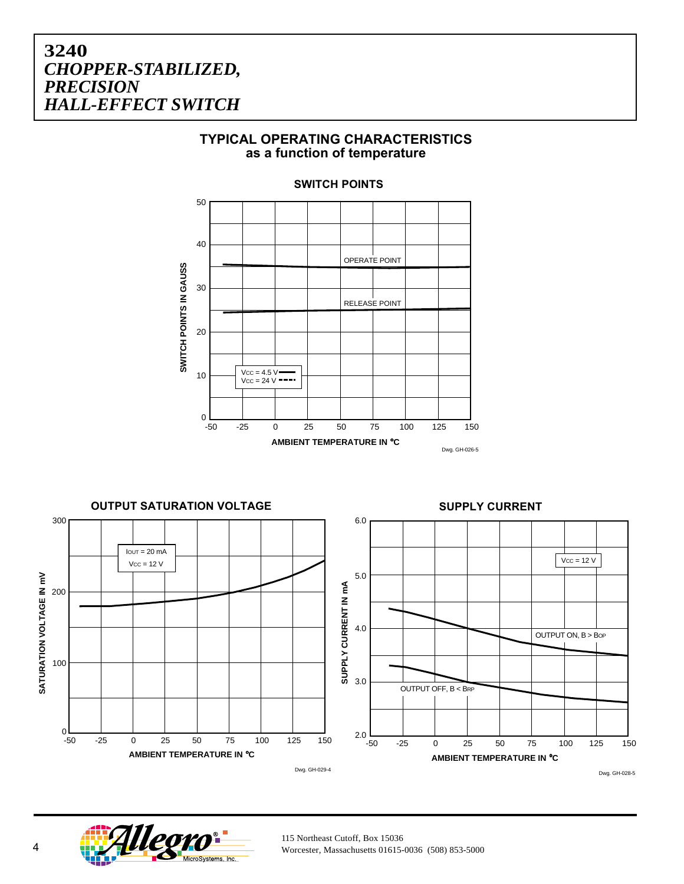# 3240
# *CHOPPER-STABILIZED, PRECISION HALL-EFFECT SWITCH*

## TYPICAL OPERATING CHARACTERISTICS
### as a function of temperature

**SWITCH POINTS**

SWITCH POINTS IN GAUSS (0–50) vs. AMBIENT TEMPERATURE IN °C (-50 to 150)

OPERATE POINT

RELEASE POINT

$V_{CC}$ = 4.5 V (solid line)
$V_{CC}$ = 24 V (dashed line)

Dwg. GH-026-5

**OUTPUT SATURATION VOLTAGE**

SATURATION VOLTAGE IN mV (0–300) vs. AMBIENT TEMPERATURE IN °C (-50 to 150)

$I_{OUT}$ = 20 mA
$V_{CC}$ = 12 V

Dwg. GH-029-4

**SUPPLY CURRENT**

SUPPLY CURRENT IN mA (2.0–6.0) vs. AMBIENT TEMPERATURE IN °C (-50 to 150)

$V_{CC}$ = 12 V

OUTPUT ON, $B > B_{OP}$

OUTPUT OFF, $B < B_{RP}$

Dwg. GH-028-5

115 Northeast Cutoff, Box 15036
Worcester, Massachusetts 01615-0036 (508) 853-5000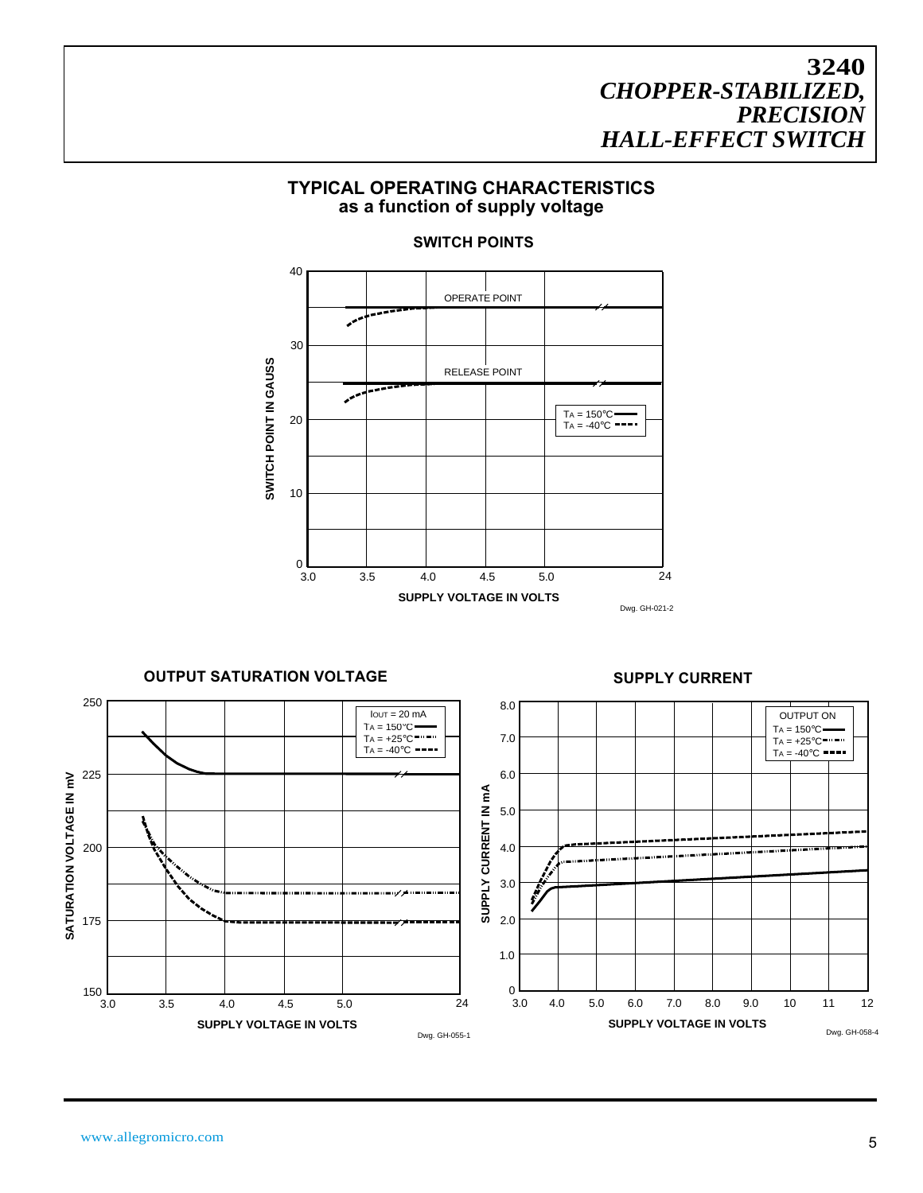## TYPICAL OPERATING CHARACTERISTICS
### as a function of supply voltage

**SWITCH POINTS**

SWITCH POINT IN GAUSS

40, 30, 20, 10, 0

OPERATE POINT

RELEASE POINT

$T_A$ = 150°C
$T_A$ = -40°C

3.0, 3.5, 4.0, 4.5, 5.0, 24

SUPPLY VOLTAGE IN VOLTS

Dwg. GH-021-2

**OUTPUT SATURATION VOLTAGE**

SATURATION VOLTAGE IN mV

250, 225, 200, 175, 150

$I_{OUT}$ = 20 mA
$T_A$ = 150°C
$T_A$ = +25°C
$T_A$ = -40°C

3.0, 3.5, 4.0, 4.5, 5.0, 24

SUPPLY VOLTAGE IN VOLTS

Dwg. GH-055-1

**SUPPLY CURRENT**

SUPPLY CURRENT IN mA

8.0, 7.0, 6.0, 5.0, 4.0, 3.0, 2.0, 1.0, 0

OUTPUT ON
$T_A$ = 150°C
$T_A$ = +25°C
$T_A$ = -40°C

3.0, 4.0, 5.0, 6.0, 7.0, 8.0, 9.0, 10, 11, 12

SUPPLY VOLTAGE IN VOLTS

Dwg. GH-058-4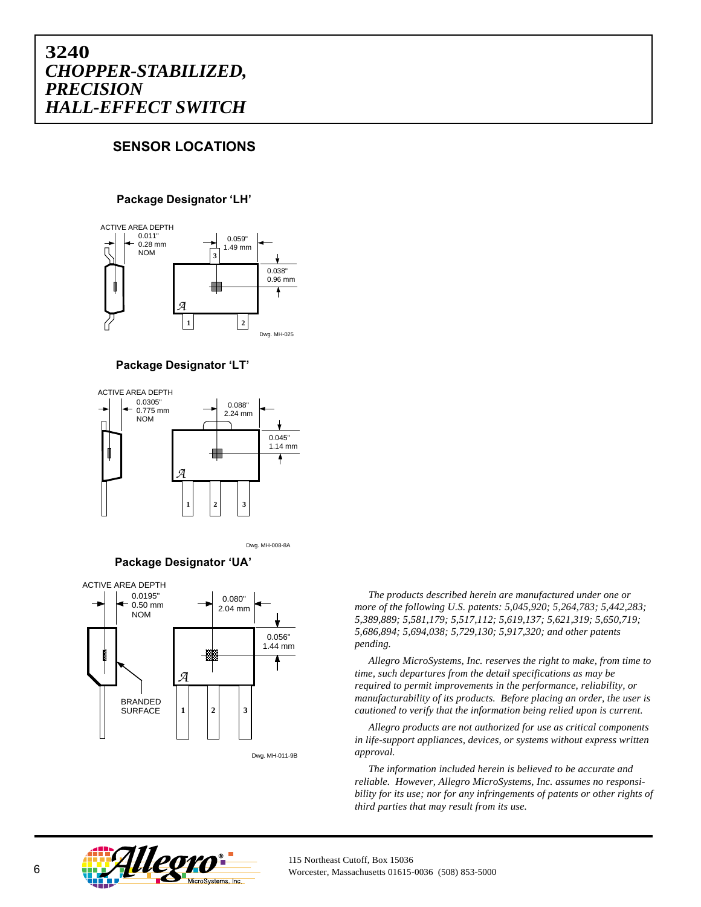# 3240
# *CHOPPER-STABILIZED, PRECISION HALL-EFFECT SWITCH*

## SENSOR LOCATIONS

### Package Designator 'LH'

ACTIVE AREA DEPTH 0.011" 0.28 mm NOM

0.059" 1.49 mm

0.038" 0.96 mm

Dwg. MH-025

### Package Designator 'LT'

ACTIVE AREA DEPTH 0.0305" 0.775 mm NOM

0.088" 2.24 mm

0.045" 1.14 mm

Dwg. MH-008-8A

### Package Designator 'UA'

ACTIVE AREA DEPTH 0.0195" 0.50 mm NOM

0.080" 2.04 mm

0.056" 1.44 mm

BRANDED SURFACE

Dwg. MH-011-9B

*The products described herein are manufactured under one or more of the following U.S. patents: 5,045,920; 5,264,783; 5,442,283; 5,389,889; 5,581,179; 5,517,112; 5,619,137; 5,621,319; 5,650,719; 5,686,894; 5,694,038; 5,729,130; 5,917,320; and other patents pending.*

*Allegro MicroSystems, Inc. reserves the right to make, from time to time, such departures from the detail specifications as may be required to permit improvements in the performance, reliability, or manufacturability of its products. Before placing an order, the user is cautioned to verify that the information being relied upon is current.*

*Allegro products are not authorized for use as critical components in life-support appliances, devices, or systems without express written approval.*

*The information included herein is believed to be accurate and reliable. However, Allegro MicroSystems, Inc. assumes no responsibility for its use; nor for any infringements of patents or other rights of third parties that may result from its use.*

115 Northeast Cutoff, Box 15036
Worcester, Massachusetts 01615-0036 (508) 853-5000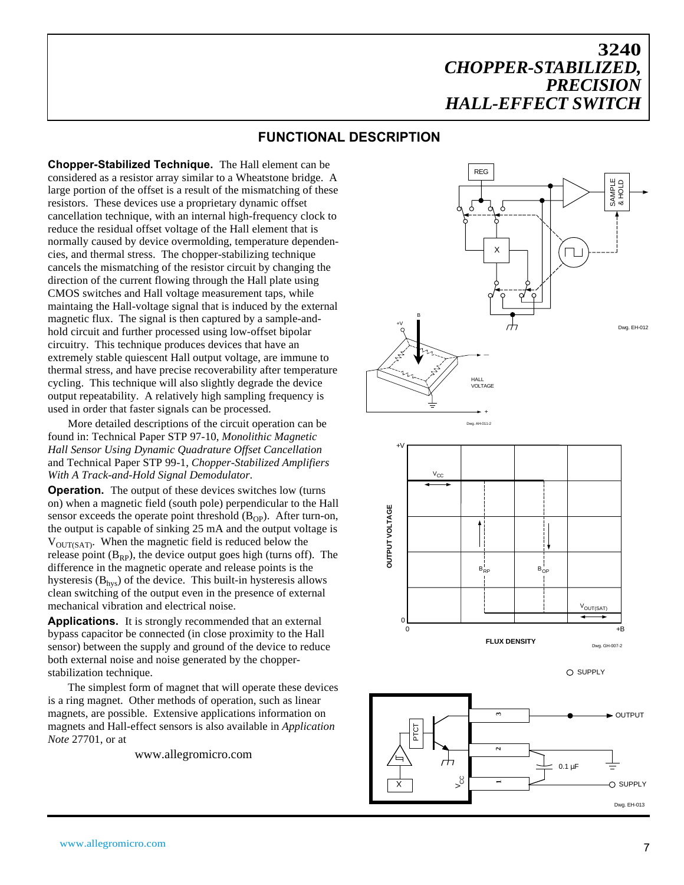# 3240 CHOPPER-STABILIZED, PRECISION HALL-EFFECT SWITCH

## FUNCTIONAL DESCRIPTION

**Chopper-Stabilized Technique.** The Hall element can be considered as a resistor array similar to a Wheatstone bridge. A large portion of the offset is a result of the mismatching of these resistors. These devices use a proprietary dynamic offset cancellation technique, with an internal high-frequency clock to reduce the residual offset voltage of the Hall element that is normally caused by device overmolding, temperature dependencies, and thermal stress. The chopper-stabilizing technique cancels the mismatching of the resistor circuit by changing the direction of the current flowing through the Hall plate using CMOS switches and Hall voltage measurement taps, while maintaining the Hall-voltage signal that is induced by the external magnetic flux. The signal is then captured by a sample-and-hold circuit and further processed using low-offset bipolar circuitry. This technique produces devices that have an extremely stable quiescent Hall output voltage, are immune to thermal stress, and have precise recoverability after temperature cycling. This technique will also slightly degrade the device output repeatability. A relatively high sampling frequency is used in order that faster signals can be processed.

More detailed descriptions of the circuit operation can be found in: Technical Paper STP 97-10, *Monolithic Magnetic Hall Sensor Using Dynamic Quadrature Offset Cancellation* and Technical Paper STP 99-1, *Chopper-Stabilized Amplifiers With A Track-and-Hold Signal Demodulator.*

Dwg. EH-012

Dwg. AH-011-2

**Operation.** The output of these devices switches low (turns on) when a magnetic field (south pole) perpendicular to the Hall sensor exceeds the operate point threshold ($B_{OP}$). After turn-on, the output is capable of sinking 25 mA and the output voltage is $V_{OUT(SAT)}$. When the magnetic field is reduced below the release point ($B_{RP}$), the device output goes high (turns off). The difference in the magnetic operate and release points is the hysteresis ($B_{hys}$) of the device. This built-in hysteresis allows clean switching of the output even in the presence of external mechanical vibration and electrical noise.

Dwg. GH-007-2

**Applications.** It is strongly recommended that an external bypass capacitor be connected (in close proximity to the Hall sensor) between the supply and ground of the device to reduce both external noise and noise generated by the chopper-stabilization technique.

The simplest form of magnet that will operate these devices is a ring magnet. Other methods of operation, such as linear magnets, are possible. Extensive applications information on magnets and Hall-effect sensors is also available in *Application Note* 27701, or at

www.allegromicro.com

Dwg. EH-013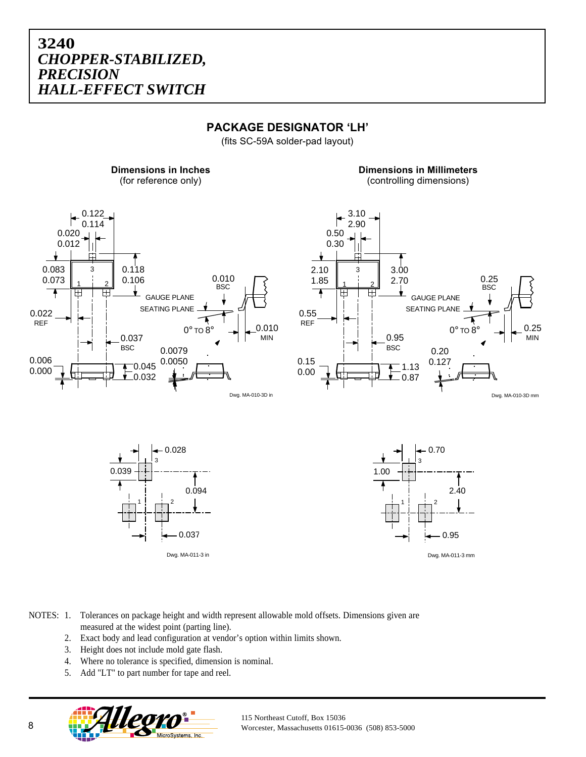# 3240
## *CHOPPER-STABILIZED, PRECISION HALL-EFFECT SWITCH*

### PACKAGE DESIGNATOR 'LH'

(fits SC-59A solder-pad layout)

**Dimensions in Inches**
(for reference only)

**Dimensions in Millimeters**
(controlling dimensions)

Dwg. MA-010-3D in

Dwg. MA-010-3D mm

Dwg. MA-011-3 in

Dwg. MA-011-3 mm

NOTES: 1. Tolerances on package height and width represent allowable mold offsets. Dimensions given are measured at the widest point (parting line).
2. Exact body and lead configuration at vendor's option within limits shown.
3. Height does not include mold gate flash.
4. Where no tolerance is specified, dimension is nominal.
5. Add "LT" to part number for tape and reel.

115 Northeast Cutoff, Box 15036
Worcester, Massachusetts 01615-0036 (508) 853-5000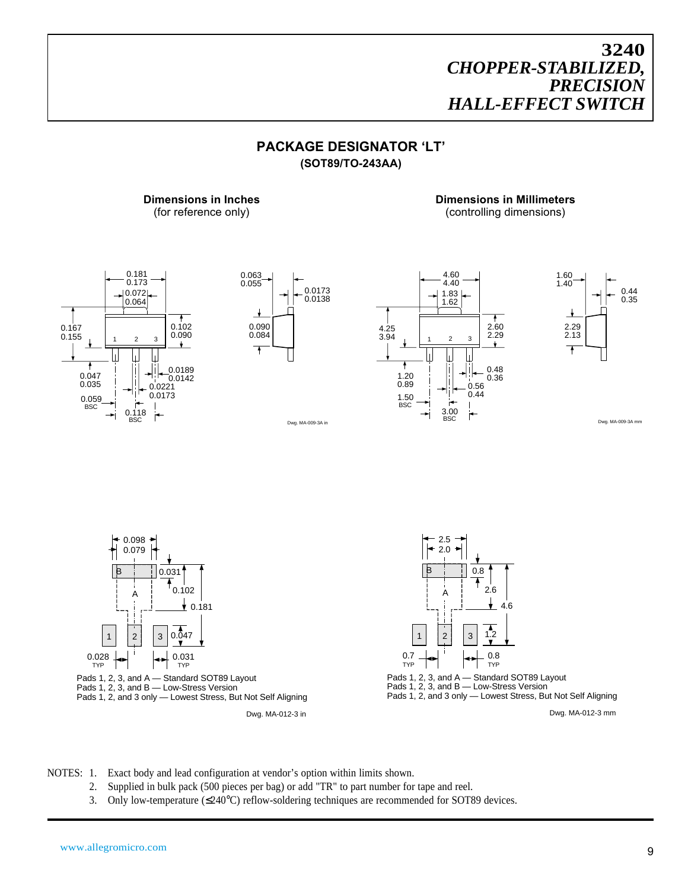## PACKAGE DESIGNATOR 'LT'

### (SOT89/TO-243AA)

**Dimensions in Inches**
(for reference only)

**Dimensions in Millimeters**
(controlling dimensions)

Dwg. MA-009-3A in

Dwg. MA-009-3A mm

Pads 1, 2, 3, and A — Standard SOT89 Layout
Pads 1, 2, 3, and B — Low-Stress Version
Pads 1, 2, and 3 only — Lowest Stress, But Not Self Aligning

Dwg. MA-012-3 in

Pads 1, 2, 3, and A — Standard SOT89 Layout
Pads 1, 2, 3, and B — Low-Stress Version
Pads 1, 2, and 3 only — Lowest Stress, But Not Self Aligning

Dwg. MA-012-3 mm

NOTES:
1. Exact body and lead configuration at vendor's option within limits shown.
2. Supplied in bulk pack (500 pieces per bag) or add "TR" to part number for tape and reel.
3. Only low-temperature (≤240°C) reflow-soldering techniques are recommended for SOT89 devices.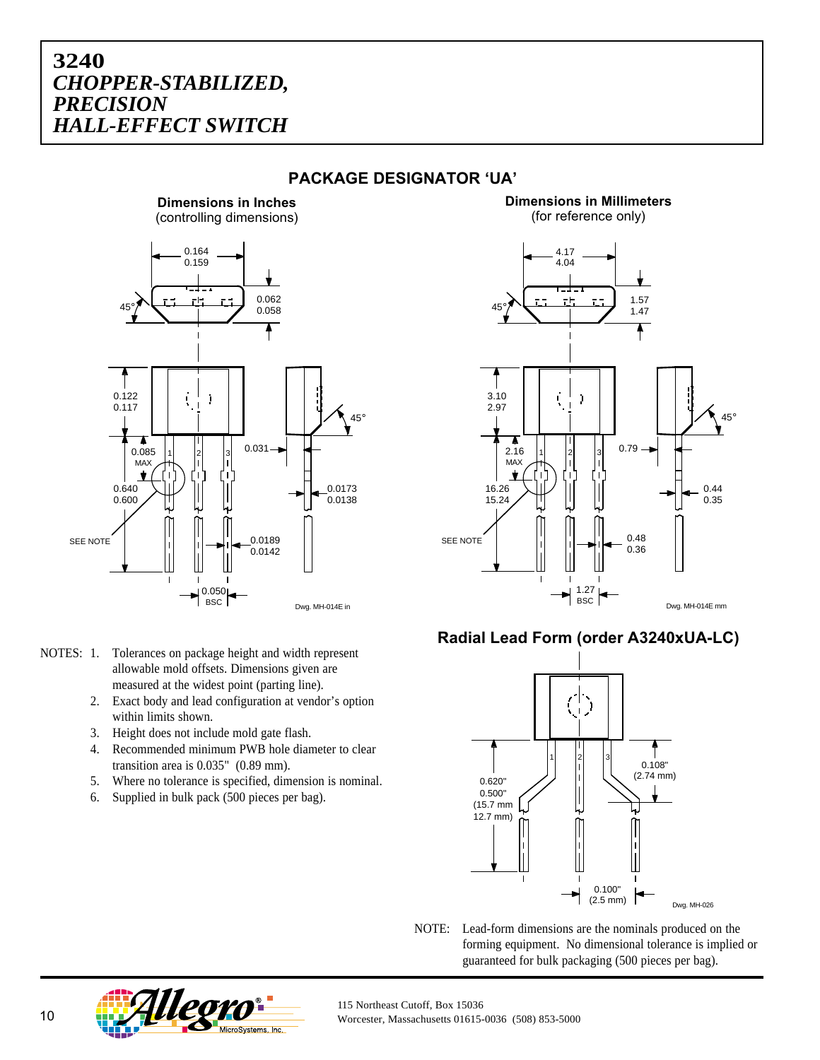# 3240
## *CHOPPER-STABILIZED, PRECISION HALL-EFFECT SWITCH*

## PACKAGE DESIGNATOR 'UA'

**Dimensions in Inches**
(controlling dimensions)

0.164
0.159
45°
0.062
0.058
0.122
0.117
45°
0.085
MAX
1
2
3
0.031
0.640
0.600
0.0173
0.0138
SEE NOTE
0.0189
0.0142
0.050
BSC
Dwg. MH-014E in

**Dimensions in Millimeters**
(for reference only)

4.17
4.04
45°
1.57
1.47
3.10
2.97
45°
2.16
MAX
1
2
3
0.79
16.26
15.24
0.44
0.35
SEE NOTE
0.48
0.36
1.27
BSC
Dwg. MH-014E mm

NOTES: 1. Tolerances on package height and width represent allowable mold offsets. Dimensions given are measured at the widest point (parting line).
2. Exact body and lead configuration at vendor's option within limits shown.
3. Height does not include mold gate flash.
4. Recommended minimum PWB hole diameter to clear transition area is 0.035" (0.89 mm).
5. Where no tolerance is specified, dimension is nominal.
6. Supplied in bulk pack (500 pieces per bag).

### Radial Lead Form (order A3240xUA-LC)

1
2
3
0.108"
(2.74 mm)
0.620"
0.500"
(15.7 mm
12.7 mm)
0.100"
(2.5 mm)
Dwg. MH-026

NOTE: Lead-form dimensions are the nominals produced on the forming equipment. No dimensional tolerance is implied or guaranteed for bulk packaging (500 pieces per bag).

Allegro MicroSystems, Inc.
115 Northeast Cutoff, Box 15036
Worcester, Massachusetts 01615-0036 (508) 853-5000